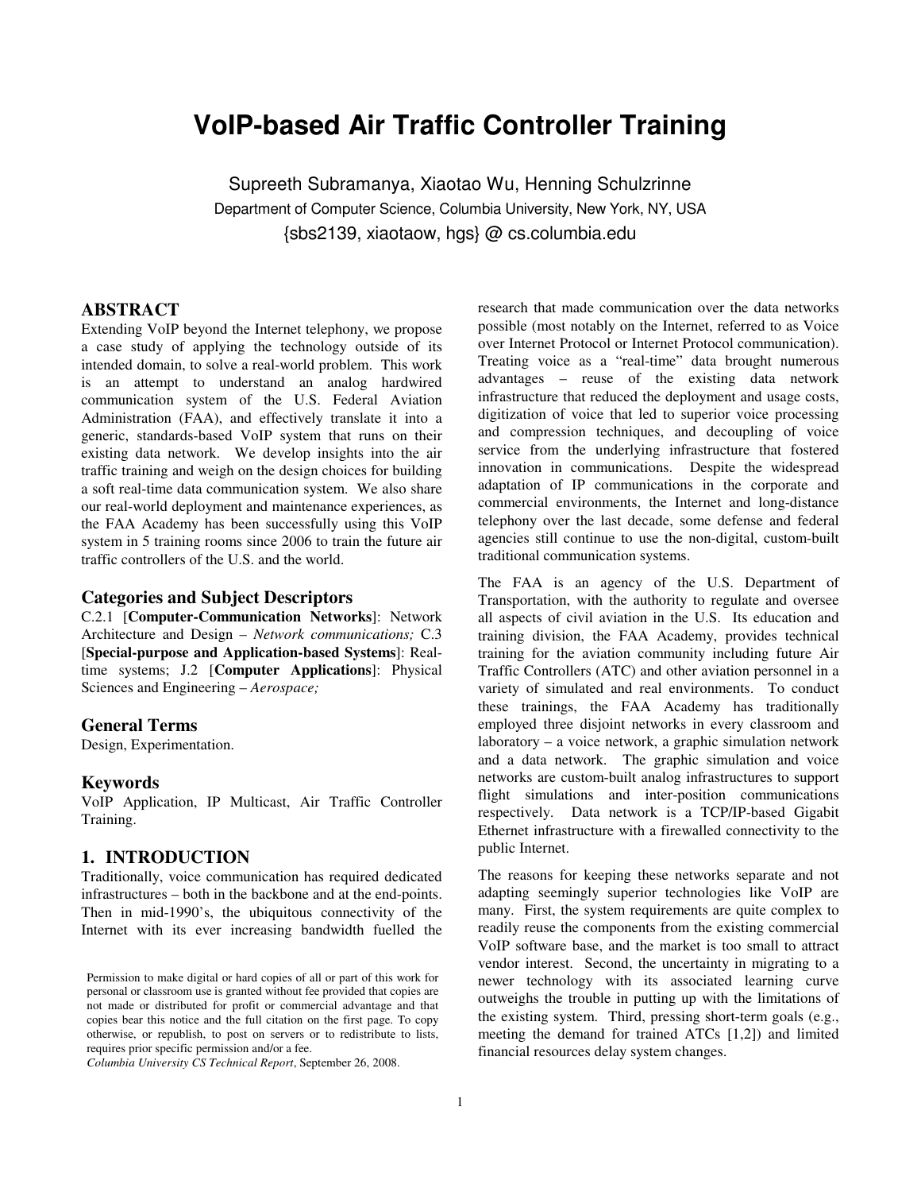# VoIP-based Air Traffic Controller Training

Supreeth Subramanya, Xiaotao Wu, Henning Schulzrinne

Department of Computer Science, Columbia University, New York, NY, USA

{sbs2139, xiaotaow, hgs} @ cs.columbia.edu

## ABSTRACT

Extending VoIP beyond the Internet telephony, we propose a case study of applying the technology outside of its intended domain, to solve a real-world problem. This work is an attempt to understand an analog hardwired communication system of the U.S. Federal Aviation Administration (FAA), and effectively translate it into a generic, standards-based VoIP system that runs on their existing data network. We develop insights into the air traffic training and weigh on the design choices for building a soft real-time data communication system. We also share our real-world deployment and maintenance experiences, as the FAA Academy has been successfully using this VoIP system in 5 training rooms since 2006 to train the future air traffic controllers of the U.S. and the world.

### Categories and Subject Descriptors

C.2.1 [**Computer-Communication Networks**]: Network Architecture and Design – *Network communications;* C.3 [**Special-purpose and Application-based Systems**]: Real-time systems; J.2 [**Computer Applications**]: Physical Sciences and Engineering – *Aerospace;*

### General Terms

Design, Experimentation.

### Keywords

VoIP Application, IP Multicast, Air Traffic Controller Training.

## 1. INTRODUCTION

Traditionally, voice communication has required dedicated infrastructures – both in the backbone and at the end-points. Then in mid-1990's, the ubiquitous connectivity of the Internet with its ever increasing bandwidth fuelled the research that made communication over the data networks possible (most notably on the Internet, referred to as Voice over Internet Protocol or Internet Protocol communication). Treating voice as a "real-time" data brought numerous advantages – reuse of the existing data network infrastructure that reduced the deployment and usage costs, digitization of voice that led to superior voice processing and compression techniques, and decoupling of voice service from the underlying infrastructure that fostered innovation in communications. Despite the widespread adaptation of IP communications in the corporate and commercial environments, the Internet and long-distance telephony over the last decade, some defense and federal agencies still continue to use the non-digital, custom-built traditional communication systems.

The FAA is an agency of the U.S. Department of Transportation, with the authority to regulate and oversee all aspects of civil aviation in the U.S. Its education and training division, the FAA Academy, provides technical training for the aviation community including future Air Traffic Controllers (ATC) and other aviation personnel in a variety of simulated and real environments. To conduct these trainings, the FAA Academy has traditionally employed three disjoint networks in every classroom and laboratory – a voice network, a graphic simulation network and a data network. The graphic simulation and voice networks are custom-built analog infrastructures to support flight simulations and inter-position communications respectively. Data network is a TCP/IP-based Gigabit Ethernet infrastructure with a firewalled connectivity to the public Internet.

The reasons for keeping these networks separate and not adapting seemingly superior technologies like VoIP are many. First, the system requirements are quite complex to readily reuse the components from the existing commercial VoIP software base, and the market is too small to attract vendor interest. Second, the uncertainty in migrating to a newer technology with its associated learning curve outweighs the trouble in putting up with the limitations of the existing system. Third, pressing short-term goals (e.g., meeting the demand for trained ATCs [1,2]) and limited financial resources delay system changes.

Permission to make digital or hard copies of all or part of this work for personal or classroom use is granted without fee provided that copies are not made or distributed for profit or commercial advantage and that copies bear this notice and the full citation on the first page. To copy otherwise, or republish, to post on servers or to redistribute to lists, requires prior specific permission and/or a fee.

*Columbia University CS Technical Report*, September 26, 2008.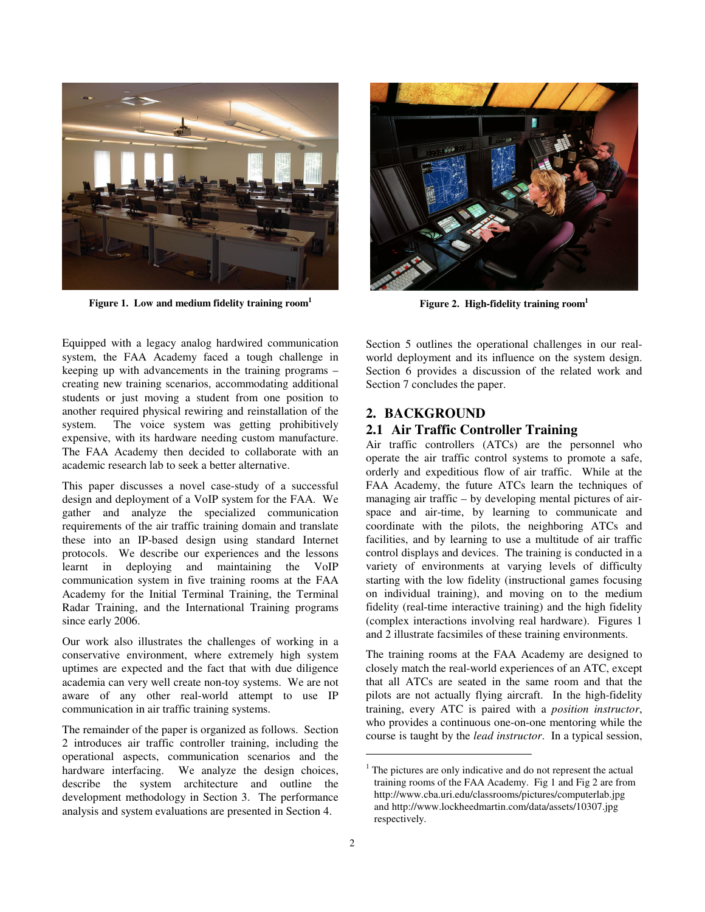Figure 1. Low and medium fidelity training room[1]

Figure 2. High-fidelity training room[1]

Equipped with a legacy analog hardwired communication system, the FAA Academy faced a tough challenge in keeping up with advancements in the training programs – creating new training scenarios, accommodating additional students or just moving a student from one position to another required physical rewiring and reinstallation of the system. The voice system was getting prohibitively expensive, with its hardware needing custom manufacture. The FAA Academy then decided to collaborate with an academic research lab to seek a better alternative.

This paper discusses a novel case-study of a successful design and deployment of a VoIP system for the FAA. We gather and analyze the specialized communication requirements of the air traffic training domain and translate these into an IP-based design using standard Internet protocols. We describe our experiences and the lessons learnt in deploying and maintaining the VoIP communication system in five training rooms at the FAA Academy for the Initial Terminal Training, the Terminal Radar Training, and the International Training programs since early 2006.

Our work also illustrates the challenges of working in a conservative environment, where extremely high system uptimes are expected and the fact that with due diligence academia can very well create non-toy systems. We are not aware of any other real-world attempt to use IP communication in air traffic training systems.

The remainder of the paper is organized as follows. Section 2 introduces air traffic controller training, including the operational aspects, communication scenarios and the hardware interfacing. We analyze the design choices, describe the system architecture and outline the development methodology in Section 3. The performance analysis and system evaluations are presented in Section 4. Section 5 outlines the operational challenges in our real-world deployment and its influence on the system design. Section 6 provides a discussion of the related work and Section 7 concludes the paper.

## 2. BACKGROUND

### 2.1 Air Traffic Controller Training

Air traffic controllers (ATCs) are the personnel who operate the air traffic control systems to promote a safe, orderly and expeditious flow of air traffic. While at the FAA Academy, the future ATCs learn the techniques of managing air traffic – by developing mental pictures of air-space and air-time, by learning to communicate and coordinate with the pilots, the neighboring ATCs and facilities, and by learning to use a multitude of air traffic control displays and devices. The training is conducted in a variety of environments at varying levels of difficulty starting with the low fidelity (instructional games focusing on individual training), and moving on to the medium fidelity (real-time interactive training) and the high fidelity (complex interactions involving real hardware). Figures 1 and 2 illustrate facsimiles of these training environments.

The training rooms at the FAA Academy are designed to closely match the real-world experiences of an ATC, except that all ATCs are seated in the same room and that the pilots are not actually flying aircraft. In the high-fidelity training, every ATC is paired with a *position instructor*, who provides a continuous one-on-one mentoring while the course is taught by the *lead instructor*. In a typical session,

[1] The pictures are only indicative and do not represent the actual training rooms of the FAA Academy. Fig 1 and Fig 2 are from http://www.cba.uri.edu/classrooms/pictures/computerlab.jpg and http://www.lockheedmartin.com/data/assets/10307.jpg respectively.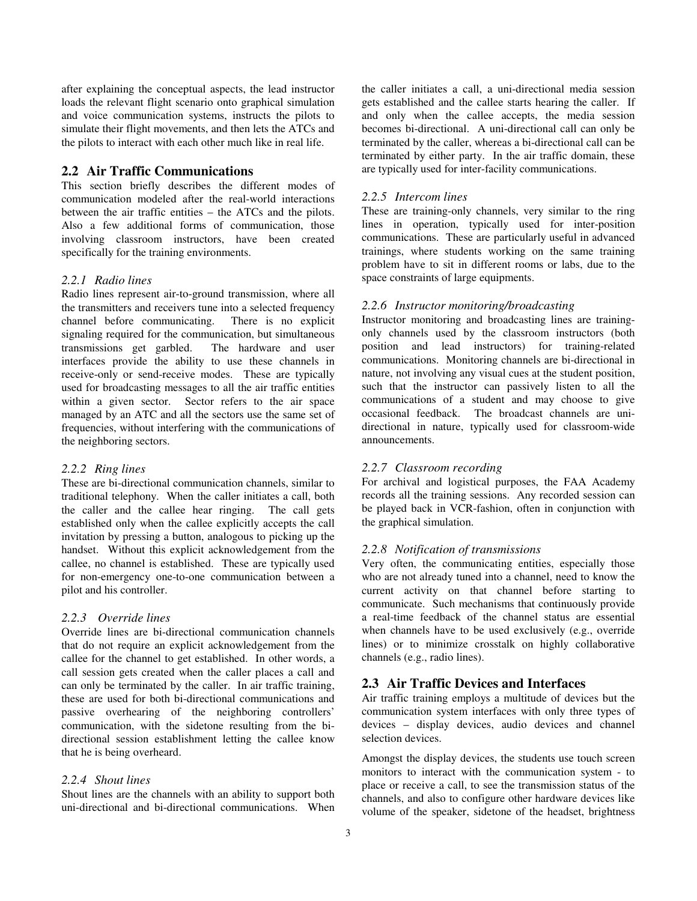after explaining the conceptual aspects, the lead instructor loads the relevant flight scenario onto graphical simulation and voice communication systems, instructs the pilots to simulate their flight movements, and then lets the ATCs and the pilots to interact with each other much like in real life.

## 2.2 Air Traffic Communications

This section briefly describes the different modes of communication modeled after the real-world interactions between the air traffic entities – the ATCs and the pilots. Also a few additional forms of communication, those involving classroom instructors, have been created specifically for the training environments.

### *2.2.1 Radio lines*

Radio lines represent air-to-ground transmission, where all the transmitters and receivers tune into a selected frequency channel before communicating. There is no explicit signaling required for the communication, but simultaneous transmissions get garbled. The hardware and user interfaces provide the ability to use these channels in receive-only or send-receive modes. These are typically used for broadcasting messages to all the air traffic entities within a given sector. Sector refers to the air space managed by an ATC and all the sectors use the same set of frequencies, without interfering with the communications of the neighboring sectors.

### *2.2.2 Ring lines*

These are bi-directional communication channels, similar to traditional telephony. When the caller initiates a call, both the caller and the callee hear ringing. The call gets established only when the callee explicitly accepts the call invitation by pressing a button, analogous to picking up the handset. Without this explicit acknowledgement from the callee, no channel is established. These are typically used for non-emergency one-to-one communication between a pilot and his controller.

### *2.2.3 Override lines*

Override lines are bi-directional communication channels that do not require an explicit acknowledgement from the callee for the channel to get established. In other words, a call session gets created when the caller places a call and can only be terminated by the caller. In air traffic training, these are used for both bi-directional communications and passive overhearing of the neighboring controllers' communication, with the sidetone resulting from the bi-directional session establishment letting the callee know that he is being overheard.

### *2.2.4 Shout lines*

Shout lines are the channels with an ability to support both uni-directional and bi-directional communications. When the caller initiates a call, a uni-directional media session gets established and the callee starts hearing the caller. If and only when the callee accepts, the media session becomes bi-directional. A uni-directional call can only be terminated by the caller, whereas a bi-directional call can be terminated by either party. In the air traffic domain, these are typically used for inter-facility communications.

### *2.2.5 Intercom lines*

These are training-only channels, very similar to the ring lines in operation, typically used for inter-position communications. These are particularly useful in advanced trainings, where students working on the same training problem have to sit in different rooms or labs, due to the space constraints of large equipments.

### *2.2.6 Instructor monitoring/broadcasting*

Instructor monitoring and broadcasting lines are training-only channels used by the classroom instructors (both position and lead instructors) for training-related communications. Monitoring channels are bi-directional in nature, not involving any visual cues at the student position, such that the instructor can passively listen to all the communications of a student and may choose to give occasional feedback. The broadcast channels are uni-directional in nature, typically used for classroom-wide announcements.

### *2.2.7 Classroom recording*

For archival and logistical purposes, the FAA Academy records all the training sessions. Any recorded session can be played back in VCR-fashion, often in conjunction with the graphical simulation.

### *2.2.8 Notification of transmissions*

Very often, the communicating entities, especially those who are not already tuned into a channel, need to know the current activity on that channel before starting to communicate. Such mechanisms that continuously provide a real-time feedback of the channel status are essential when channels have to be used exclusively (e.g., override lines) or to minimize crosstalk on highly collaborative channels (e.g., radio lines).

## 2.3 Air Traffic Devices and Interfaces

Air traffic training employs a multitude of devices but the communication system interfaces with only three types of devices – display devices, audio devices and channel selection devices.

Amongst the display devices, the students use touch screen monitors to interact with the communication system - to place or receive a call, to see the transmission status of the channels, and also to configure other hardware devices like volume of the speaker, sidetone of the headset, brightness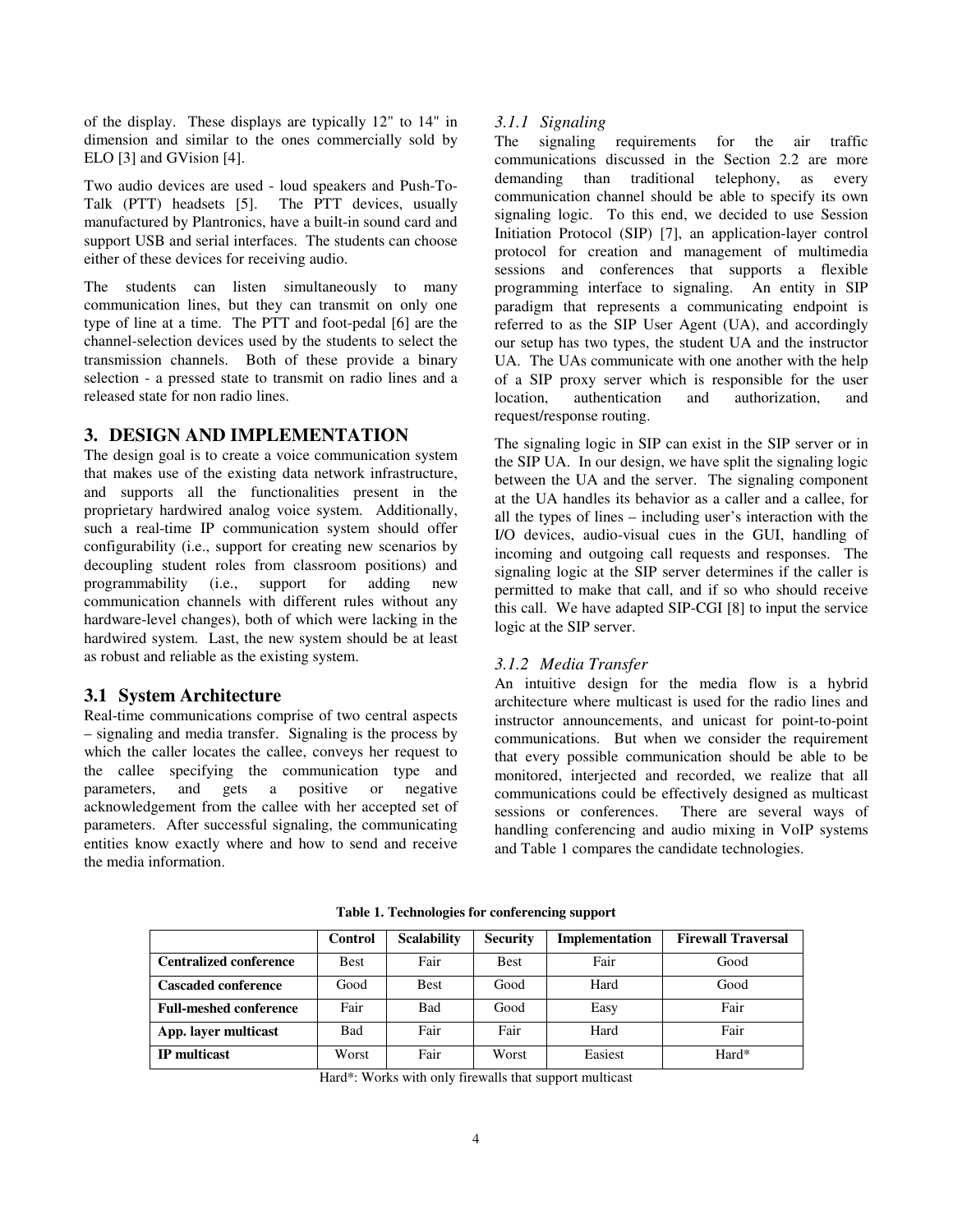of the display. These displays are typically 12" to 14" in dimension and similar to the ones commercially sold by ELO [3] and GVision [4].

Two audio devices are used - loud speakers and Push-To-Talk (PTT) headsets [5]. The PTT devices, usually manufactured by Plantronics, have a built-in sound card and support USB and serial interfaces. The students can choose either of these devices for receiving audio.

The students can listen simultaneously to many communication lines, but they can transmit on only one type of line at a time. The PTT and foot-pedal [6] are the channel-selection devices used by the students to select the transmission channels. Both of these provide a binary selection - a pressed state to transmit on radio lines and a released state for non radio lines.

## 3. DESIGN AND IMPLEMENTATION

The design goal is to create a voice communication system that makes use of the existing data network infrastructure, and supports all the functionalities present in the proprietary hardwired analog voice system. Additionally, such a real-time IP communication system should offer configurability (i.e., support for creating new scenarios by decoupling student roles from classroom positions) and programmability (i.e., support for adding new communication channels with different rules without any hardware-level changes), both of which were lacking in the hardwired system. Last, the new system should be at least as robust and reliable as the existing system.

### 3.1 System Architecture

Real-time communications comprise of two central aspects – signaling and media transfer. Signaling is the process by which the caller locates the callee, conveys her request to the callee specifying the communication type and parameters, and gets a positive or negative acknowledgement from the callee with her accepted set of parameters. After successful signaling, the communicating entities know exactly where and how to send and receive the media information.

#### *3.1.1 Signaling*

The signaling requirements for the air traffic communications discussed in the Section 2.2 are more demanding than traditional telephony, as every communication channel should be able to specify its own signaling logic. To this end, we decided to use Session Initiation Protocol (SIP) [7], an application-layer control protocol for creation and management of multimedia sessions and conferences that supports a flexible programming interface to signaling. An entity in SIP paradigm that represents a communicating endpoint is referred to as the SIP User Agent (UA), and accordingly our setup has two types, the student UA and the instructor UA. The UAs communicate with one another with the help of a SIP proxy server which is responsible for the user location, authentication and authorization, and request/response routing.

The signaling logic in SIP can exist in the SIP server or in the SIP UA. In our design, we have split the signaling logic between the UA and the server. The signaling component at the UA handles its behavior as a caller and a callee, for all the types of lines – including user's interaction with the I/O devices, audio-visual cues in the GUI, handling of incoming and outgoing call requests and responses. The signaling logic at the SIP server determines if the caller is permitted to make that call, and if so who should receive this call. We have adapted SIP-CGI [8] to input the service logic at the SIP server.

#### *3.1.2 Media Transfer*

An intuitive design for the media flow is a hybrid architecture where multicast is used for the radio lines and instructor announcements, and unicast for point-to-point communications. But when we consider the requirement that every possible communication should be able to be monitored, interjected and recorded, we realize that all communications could be effectively designed as multicast sessions or conferences. There are several ways of handling conferencing and audio mixing in VoIP systems and Table 1 compares the candidate technologies.

**Table 1. Technologies for conferencing support**

| | Control | Scalability | Security | Implementation | Firewall Traversal |
|---|---|---|---|---|---|
| **Centralized conference** | Best | Fair | Best | Fair | Good |
| **Cascaded conference** | Good | Best | Good | Hard | Good |
| **Full-meshed conference** | Fair | Bad | Good | Easy | Fair |
| **App. layer multicast** | Bad | Fair | Fair | Hard | Fair |
| **IP multicast** | Worst | Fair | Worst | Easiest | Hard* |

Hard*: Works with only firewalls that support multicast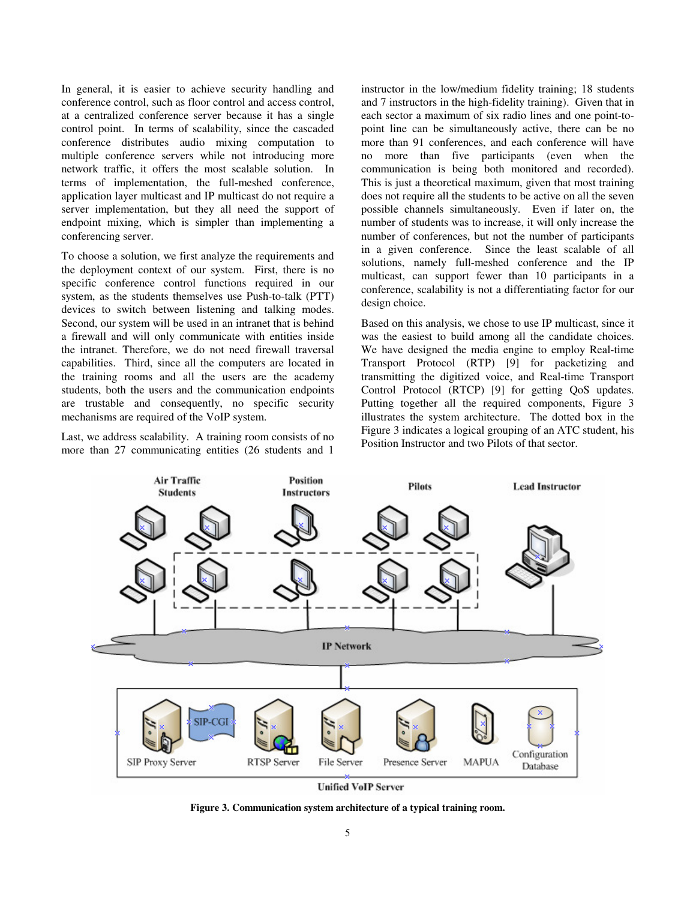In general, it is easier to achieve security handling and conference control, such as floor control and access control, at a centralized conference server because it has a single control point. In terms of scalability, since the cascaded conference distributes audio mixing computation to multiple conference servers while not introducing more network traffic, it offers the most scalable solution. In terms of implementation, the full-meshed conference, application layer multicast and IP multicast do not require a server implementation, but they all need the support of endpoint mixing, which is simpler than implementing a conferencing server.

To choose a solution, we first analyze the requirements and the deployment context of our system. First, there is no specific conference control functions required in our system, as the students themselves use Push-to-talk (PTT) devices to switch between listening and talking modes. Second, our system will be used in an intranet that is behind a firewall and will only communicate with entities inside the intranet. Therefore, we do not need firewall traversal capabilities. Third, since all the computers are located in the training rooms and all the users are the academy students, both the users and the communication endpoints are trustable and consequently, no specific security mechanisms are required of the VoIP system.

Last, we address scalability. A training room consists of no more than 27 communicating entities (26 students and 1 instructor in the low/medium fidelity training; 18 students and 7 instructors in the high-fidelity training). Given that in each sector a maximum of six radio lines and one point-to-point line can be simultaneously active, there can be no more than 91 conferences, and each conference will have no more than five participants (even when the communication is being both monitored and recorded). This is just a theoretical maximum, given that most training does not require all the students to be active on all the seven possible channels simultaneously. Even if later on, the number of students was to increase, it will only increase the number of conferences, but not the number of participants in a given conference. Since the least scalable of all solutions, namely full-meshed conference and the IP multicast, can support fewer than 10 participants in a conference, scalability is not a differentiating factor for our design choice.

Based on this analysis, we chose to use IP multicast, since it was the easiest to build among all the candidate choices. We have designed the media engine to employ Real-time Transport Protocol (RTP) [9] for packetizing and transmitting the digitized voice, and Real-time Transport Control Protocol (RTCP) [9] for getting QoS updates. Putting together all the required components, Figure 3 illustrates the system architecture. The dotted box in the Figure 3 indicates a logical grouping of an ATC student, his Position Instructor and two Pilots of that sector.

**Figure 3. Communication system architecture of a typical training room.**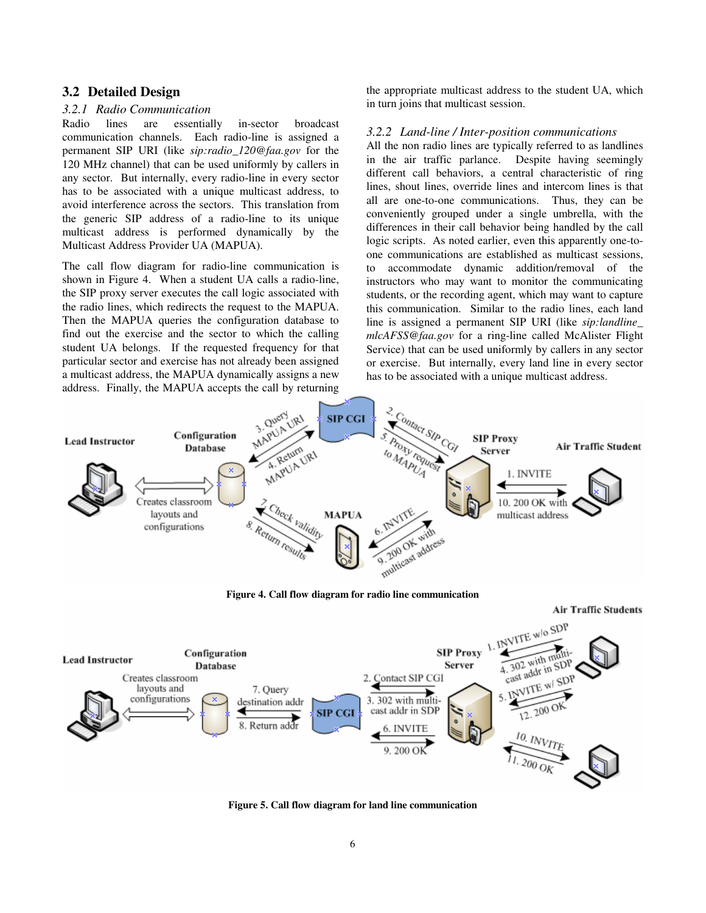### 3.2 Detailed Design

#### 3.2.1 Radio Communication

Radio lines are essentially in-sector broadcast communication channels. Each radio-line is assigned a permanent SIP URI (like *sip:radio_120@faa.gov* for the 120 MHz channel) that can be used uniformly by callers in any sector. But internally, every radio-line in every sector has to be associated with a unique multicast address, to avoid interference across the sectors. This translation from the generic SIP address of a radio-line to its unique multicast address is performed dynamically by the Multicast Address Provider UA (MAPUA).

The call flow diagram for radio-line communication is shown in Figure 4. When a student UA calls a radio-line, the SIP proxy server executes the call logic associated with the radio lines, which redirects the request to the MAPUA. Then the MAPUA queries the configuration database to find out the exercise and the sector to which the calling student UA belongs. If the requested frequency for that particular sector and exercise has not already been assigned a multicast address, the MAPUA dynamically assigns a new address. Finally, the MAPUA accepts the call by returning the appropriate multicast address to the student UA, which in turn joins that multicast session.

#### 3.2.2 Land-line / Inter-position communications

All the non radio lines are typically referred to as landlines in the air traffic parlance. Despite having seemingly different call behaviors, a central characteristic of ring lines, shout lines, override lines and intercom lines is that all are one-to-one communications. Thus, they can be conveniently grouped under a single umbrella, with the differences in their call behavior being handled by the call logic scripts. As noted earlier, even this apparently one-to-one communications are established as multicast sessions, to accommodate dynamic addition/removal of the instructors who may want to monitor the communicating students, or the recording agent, which may want to capture this communication. Similar to the radio lines, each land line is assigned a permanent SIP URI (like *sip:landline_mlcAFSS@faa.gov* for a ring-line called McAlister Flight Service) that can be used uniformly by callers in any sector or exercise. But internally, every land line in every sector has to be associated with a unique multicast address.

**Figure 4. Call flow diagram for radio line communication**

**Figure 5. Call flow diagram for land line communication**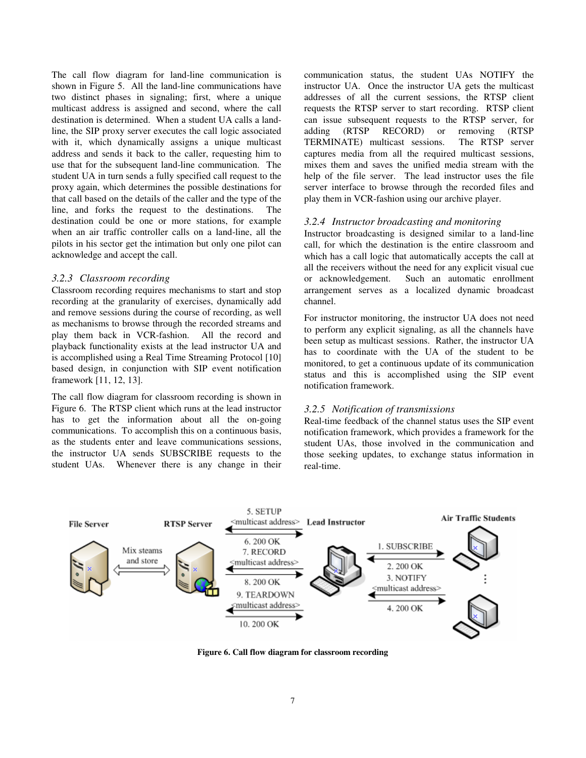The call flow diagram for land-line communication is shown in Figure 5. All the land-line communications have two distinct phases in signaling; first, where a unique multicast address is assigned and second, where the call destination is determined. When a student UA calls a land-line, the SIP proxy server executes the call logic associated with it, which dynamically assigns a unique multicast address and sends it back to the caller, requesting him to use that for the subsequent land-line communication. The student UA in turn sends a fully specified call request to the proxy again, which determines the possible destinations for that call based on the details of the caller and the type of the line, and forks the request to the destinations. The destination could be one or more stations, for example when an air traffic controller calls on a land-line, all the pilots in his sector get the intimation but only one pilot can acknowledge and accept the call.

### *3.2.3 Classroom recording*

Classroom recording requires mechanisms to start and stop recording at the granularity of exercises, dynamically add and remove sessions during the course of recording, as well as mechanisms to browse through the recorded streams and play them back in VCR-fashion. All the record and playback functionality exists at the lead instructor UA and is accomplished using a Real Time Streaming Protocol [10] based design, in conjunction with SIP event notification framework [11, 12, 13].

The call flow diagram for classroom recording is shown in Figure 6. The RTSP client which runs at the lead instructor has to get the information about all the on-going communications. To accomplish this on a continuous basis, as the students enter and leave communications sessions, the instructor UA sends SUBSCRIBE requests to the student UAs. Whenever there is any change in their communication status, the student UAs NOTIFY the instructor UA. Once the instructor UA gets the multicast addresses of all the current sessions, the RTSP client requests the RTSP server to start recording. RTSP client can issue subsequent requests to the RTSP server, for adding (RTSP RECORD) or removing (RTSP TERMINATE) multicast sessions. The RTSP server captures media from all the required multicast sessions, mixes them and saves the unified media stream with the help of the file server. The lead instructor uses the file server interface to browse through the recorded files and play them in VCR-fashion using our archive player.

### *3.2.4 Instructor broadcasting and monitoring*

Instructor broadcasting is designed similar to a land-line call, for which the destination is the entire classroom and which has a call logic that automatically accepts the call at all the receivers without the need for any explicit visual cue or acknowledgement. Such an automatic enrollment arrangement serves as a localized dynamic broadcast channel.

For instructor monitoring, the instructor UA does not need to perform any explicit signaling, as all the channels have been setup as multicast sessions. Rather, the instructor UA has to coordinate with the UA of the student to be monitored, to get a continuous update of its communication status and this is accomplished using the SIP event notification framework.

### *3.2.5 Notification of transmissions*

Real-time feedback of the channel status uses the SIP event notification framework, which provides a framework for the student UAs, those involved in the communication and those seeking updates, to exchange status information in real-time.

**Figure 6. Call flow diagram for classroom recording**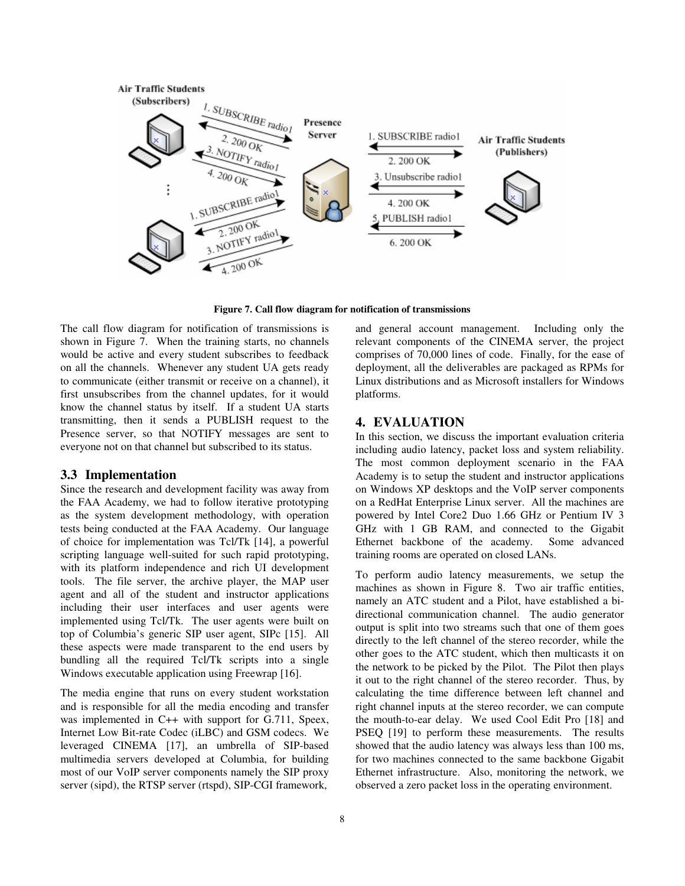**Figure 7. Call flow diagram for notification of transmissions**

The call flow diagram for notification of transmissions is shown in Figure 7. When the training starts, no channels would be active and every student subscribes to feedback on all the channels. Whenever any student UA gets ready to communicate (either transmit or receive on a channel), it first unsubscribes from the channel updates, for it would know the channel status by itself. If a student UA starts transmitting, then it sends a PUBLISH request to the Presence server, so that NOTIFY messages are sent to everyone not on that channel but subscribed to its status.

### 3.3 Implementation

Since the research and development facility was away from the FAA Academy, we had to follow iterative prototyping as the system development methodology, with operation tests being conducted at the FAA Academy. Our language of choice for implementation was Tcl/Tk [14], a powerful scripting language well-suited for such rapid prototyping, with its platform independence and rich UI development tools. The file server, the archive player, the MAP user agent and all of the student and instructor applications including their user interfaces and user agents were implemented using Tcl/Tk. The user agents were built on top of Columbia's generic SIP user agent, SIPc [15]. All these aspects were made transparent to the end users by bundling all the required Tcl/Tk scripts into a single Windows executable application using Freewrap [16].

The media engine that runs on every student workstation and is responsible for all the media encoding and transfer was implemented in C++ with support for G.711, Speex, Internet Low Bit-rate Codec (iLBC) and GSM codecs. We leveraged CINEMA [17], an umbrella of SIP-based multimedia servers developed at Columbia, for building most of our VoIP server components namely the SIP proxy server (sipd), the RTSP server (rtspd), SIP-CGI framework, and general account management. Including only the relevant components of the CINEMA server, the project comprises of 70,000 lines of code. Finally, for the ease of deployment, all the deliverables are packaged as RPMs for Linux distributions and as Microsoft installers for Windows platforms.

## 4. EVALUATION

In this section, we discuss the important evaluation criteria including audio latency, packet loss and system reliability. The most common deployment scenario in the FAA Academy is to setup the student and instructor applications on Windows XP desktops and the VoIP server components on a RedHat Enterprise Linux server. All the machines are powered by Intel Core2 Duo 1.66 GHz or Pentium IV 3 GHz with 1 GB RAM, and connected to the Gigabit Ethernet backbone of the academy. Some advanced training rooms are operated on closed LANs.

To perform audio latency measurements, we setup the machines as shown in Figure 8. Two air traffic entities, namely an ATC student and a Pilot, have established a bi-directional communication channel. The audio generator output is split into two streams such that one of them goes directly to the left channel of the stereo recorder, while the other goes to the ATC student, which then multicasts it on the network to be picked by the Pilot. The Pilot then plays it out to the right channel of the stereo recorder. Thus, by calculating the time difference between left channel and right channel inputs at the stereo recorder, we can compute the mouth-to-ear delay. We used Cool Edit Pro [18] and PSEQ [19] to perform these measurements. The results showed that the audio latency was always less than 100 ms, for two machines connected to the same backbone Gigabit Ethernet infrastructure. Also, monitoring the network, we observed a zero packet loss in the operating environment.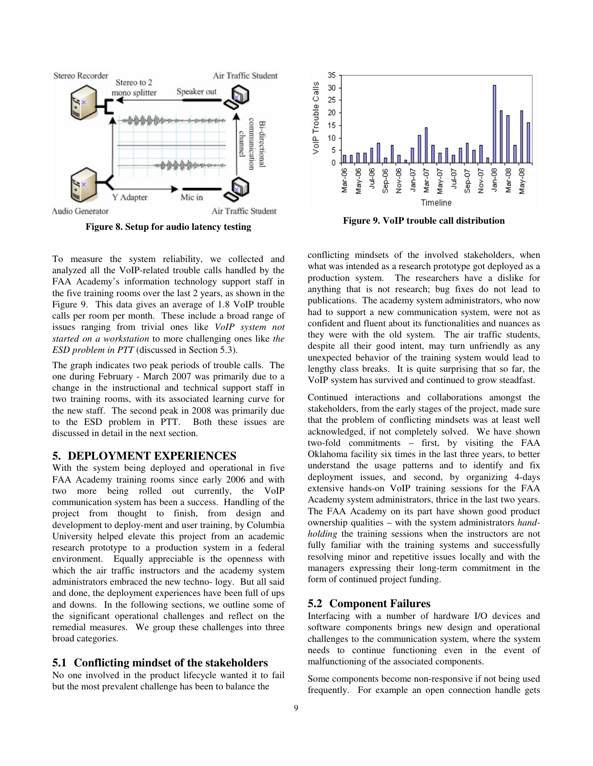Figure 8. Setup for audio latency testing

Figure 9. VoIP trouble call distribution

To measure the system reliability, we collected and analyzed all the VoIP-related trouble calls handled by the FAA Academy's information technology support staff in the five training rooms over the last 2 years, as shown in the Figure 9. This data gives an average of 1.8 VoIP trouble calls per room per month. These include a broad range of issues ranging from trivial ones like *VoIP system not started on a workstation* to more challenging ones like *the ESD problem in PTT* (discussed in Section 5.3).

The graph indicates two peak periods of trouble calls. The one during February - March 2007 was primarily due to a change in the instructional and technical support staff in two training rooms, with its associated learning curve for the new staff. The second peak in 2008 was primarily due to the ESD problem in PTT. Both these issues are discussed in detail in the next section.

## 5. DEPLOYMENT EXPERIENCES

With the system being deployed and operational in five FAA Academy training rooms since early 2006 and with two more being rolled out currently, the VoIP communication system has been a success. Handling of the project from thought to finish, from design and development to deploy-ment and user training, by Columbia University helped elevate this project from an academic research prototype to a production system in a federal environment. Equally appreciable is the openness with which the air traffic instructors and the academy system administrators embraced the new techno- logy. But all said and done, the deployment experiences have been full of ups and downs. In the following sections, we outline some of the significant operational challenges and reflect on the remedial measures. We group these challenges into three broad categories.

### 5.1 Conflicting mindset of the stakeholders

No one involved in the product lifecycle wanted it to fail but the most prevalent challenge has been to balance the conflicting mindsets of the involved stakeholders, when what was intended as a research prototype got deployed as a production system. The researchers have a dislike for anything that is not research; bug fixes do not lead to publications. The academy system administrators, who now had to support a new communication system, were not as confident and fluent about its functionalities and nuances as they were with the old system. The air traffic students, despite all their good intent, may turn unfriendly as any unexpected behavior of the training system would lead to lengthy class breaks. It is quite surprising that so far, the VoIP system has survived and continued to grow steadfast.

Continued interactions and collaborations amongst the stakeholders, from the early stages of the project, made sure that the problem of conflicting mindsets was at least well acknowledged, if not completely solved. We have shown two-fold commitments – first, by visiting the FAA Oklahoma facility six times in the last three years, to better understand the usage patterns and to identify and fix deployment issues, and second, by organizing 4-days extensive hands-on VoIP training sessions for the FAA Academy system administrators, thrice in the last two years. The FAA Academy on its part have shown good product ownership qualities – with the system administrators *hand-holding* the training sessions when the instructors are not fully familiar with the training systems and successfully resolving minor and repetitive issues locally and with the managers expressing their long-term commitment in the form of continued project funding.

### 5.2 Component Failures

Interfacing with a number of hardware I/O devices and software components brings new design and operational challenges to the communication system, where the system needs to continue functioning even in the event of malfunctioning of the associated components.

Some components become non-responsive if not being used frequently. For example an open connection handle gets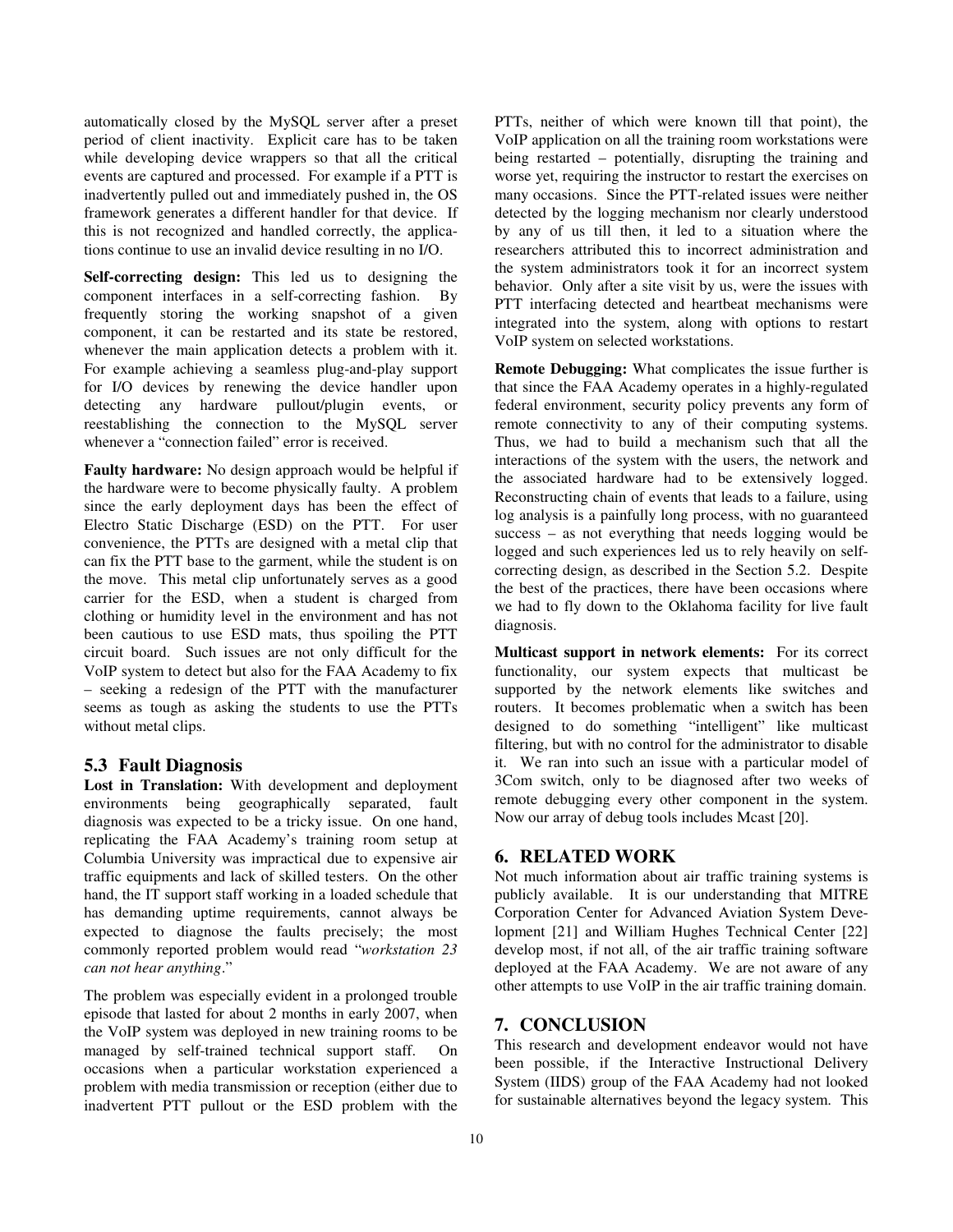automatically closed by the MySQL server after a preset period of client inactivity. Explicit care has to be taken while developing device wrappers so that all the critical events are captured and processed. For example if a PTT is inadvertently pulled out and immediately pushed in, the OS framework generates a different handler for that device. If this is not recognized and handled correctly, the applications continue to use an invalid device resulting in no I/O.

**Self-correcting design:** This led us to designing the component interfaces in a self-correcting fashion. By frequently storing the working snapshot of a given component, it can be restarted and its state be restored, whenever the main application detects a problem with it. For example achieving a seamless plug-and-play support for I/O devices by renewing the device handler upon detecting any hardware pullout/plugin events, or reestablishing the connection to the MySQL server whenever a "connection failed" error is received.

**Faulty hardware:** No design approach would be helpful if the hardware were to become physically faulty. A problem since the early deployment days has been the effect of Electro Static Discharge (ESD) on the PTT. For user convenience, the PTTs are designed with a metal clip that can fix the PTT base to the garment, while the student is on the move. This metal clip unfortunately serves as a good carrier for the ESD, when a student is charged from clothing or humidity level in the environment and has not been cautious to use ESD mats, thus spoiling the PTT circuit board. Such issues are not only difficult for the VoIP system to detect but also for the FAA Academy to fix – seeking a redesign of the PTT with the manufacturer seems as tough as asking the students to use the PTTs without metal clips.

## 5.3 Fault Diagnosis

**Lost in Translation:** With development and deployment environments being geographically separated, fault diagnosis was expected to be a tricky issue. On one hand, replicating the FAA Academy's training room setup at Columbia University was impractical due to expensive air traffic equipments and lack of skilled testers. On the other hand, the IT support staff working in a loaded schedule that has demanding uptime requirements, cannot always be expected to diagnose the faults precisely; the most commonly reported problem would read "*workstation 23 can not hear anything*."

The problem was especially evident in a prolonged trouble episode that lasted for about 2 months in early 2007, when the VoIP system was deployed in new training rooms to be managed by self-trained technical support staff. On occasions when a particular workstation experienced a problem with media transmission or reception (either due to inadvertent PTT pullout or the ESD problem with the PTTs, neither of which were known till that point), the VoIP application on all the training room workstations were being restarted – potentially, disrupting the training and worse yet, requiring the instructor to restart the exercises on many occasions. Since the PTT-related issues were neither detected by the logging mechanism nor clearly understood by any of us till then, it led to a situation where the researchers attributed this to incorrect administration and the system administrators took it for an incorrect system behavior. Only after a site visit by us, were the issues with PTT interfacing detected and heartbeat mechanisms were integrated into the system, along with options to restart VoIP system on selected workstations.

**Remote Debugging:** What complicates the issue further is that since the FAA Academy operates in a highly-regulated federal environment, security policy prevents any form of remote connectivity to any of their computing systems. Thus, we had to build a mechanism such that all the interactions of the system with the users, the network and the associated hardware had to be extensively logged. Reconstructing chain of events that leads to a failure, using log analysis is a painfully long process, with no guaranteed success – as not everything that needs logging would be logged and such experiences led us to rely heavily on self-correcting design, as described in the Section 5.2. Despite the best of the practices, there have been occasions where we had to fly down to the Oklahoma facility for live fault diagnosis.

**Multicast support in network elements:** For its correct functionality, our system expects that multicast be supported by the network elements like switches and routers. It becomes problematic when a switch has been designed to do something "intelligent" like multicast filtering, but with no control for the administrator to disable it. We ran into such an issue with a particular model of 3Com switch, only to be diagnosed after two weeks of remote debugging every other component in the system. Now our array of debug tools includes Mcast [20].

# 6. RELATED WORK

Not much information about air traffic training systems is publicly available. It is our understanding that MITRE Corporation Center for Advanced Aviation System Development [21] and William Hughes Technical Center [22] develop most, if not all, of the air traffic training software deployed at the FAA Academy. We are not aware of any other attempts to use VoIP in the air traffic training domain.

# 7. CONCLUSION

This research and development endeavor would not have been possible, if the Interactive Instructional Delivery System (IIDS) group of the FAA Academy had not looked for sustainable alternatives beyond the legacy system. This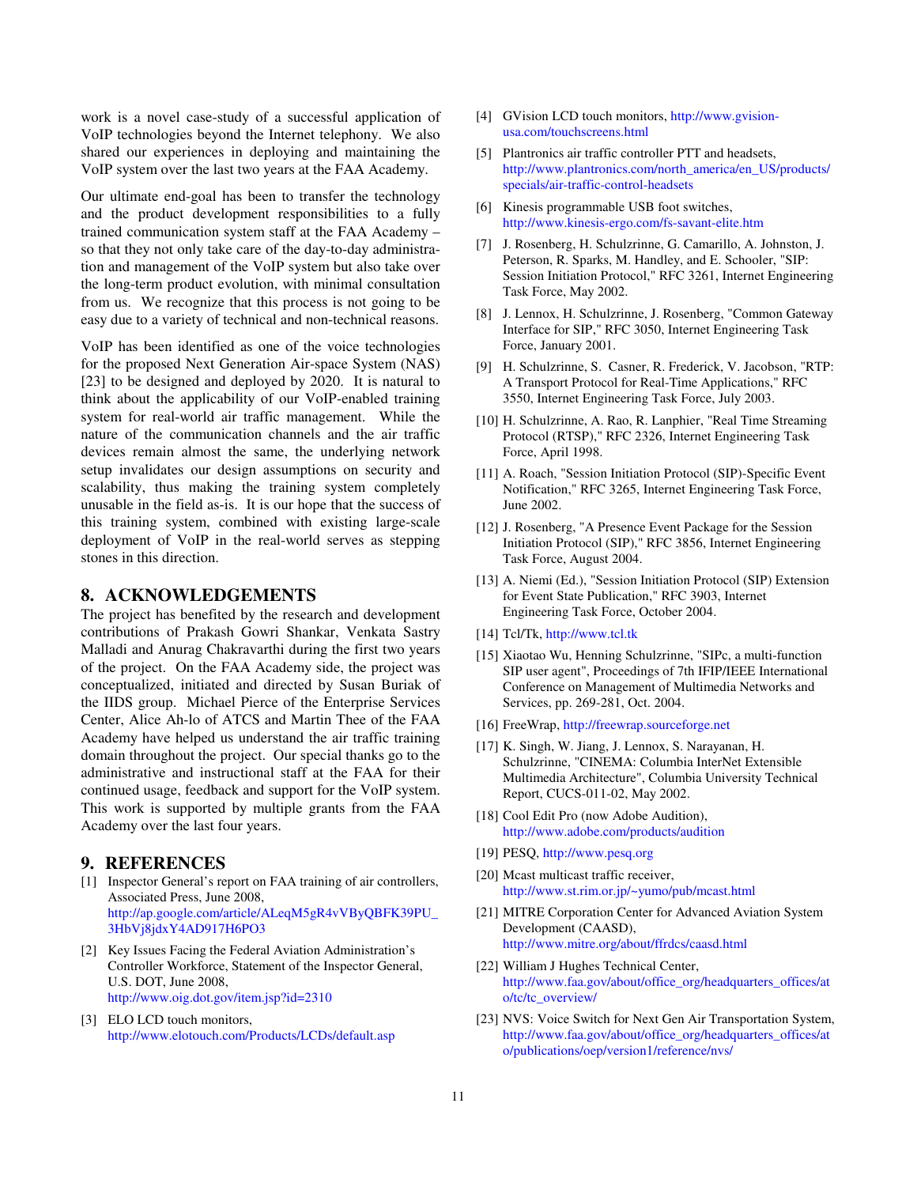work is a novel case-study of a successful application of VoIP technologies beyond the Internet telephony. We also shared our experiences in deploying and maintaining the VoIP system over the last two years at the FAA Academy.

Our ultimate end-goal has been to transfer the technology and the product development responsibilities to a fully trained communication system staff at the FAA Academy – so that they not only take care of the day-to-day administration and management of the VoIP system but also take over the long-term product evolution, with minimal consultation from us. We recognize that this process is not going to be easy due to a variety of technical and non-technical reasons.

VoIP has been identified as one of the voice technologies for the proposed Next Generation Air-space System (NAS) [23] to be designed and deployed by 2020. It is natural to think about the applicability of our VoIP-enabled training system for real-world air traffic management. While the nature of the communication channels and the air traffic devices remain almost the same, the underlying network setup invalidates our design assumptions on security and scalability, thus making the training system completely unusable in the field as-is. It is our hope that the success of this training system, combined with existing large-scale deployment of VoIP in the real-world serves as stepping stones in this direction.

## 8. ACKNOWLEDGEMENTS

The project has benefited by the research and development contributions of Prakash Gowri Shankar, Venkata Sastry Malladi and Anurag Chakravarthi during the first two years of the project. On the FAA Academy side, the project was conceptualized, initiated and directed by Susan Buriak of the IIDS group. Michael Pierce of the Enterprise Services Center, Alice Ah-lo of ATCS and Martin Thee of the FAA Academy have helped us understand the air traffic training domain throughout the project. Our special thanks go to the administrative and instructional staff at the FAA for their continued usage, feedback and support for the VoIP system. This work is supported by multiple grants from the FAA Academy over the last four years.

## 9. REFERENCES

[1] Inspector General's report on FAA training of air controllers, Associated Press, June 2008, http://ap.google.com/article/ALeqM5gR4vVByQBFK39PU_3HbVj8jdxY4AD917H6PO3

[2] Key Issues Facing the Federal Aviation Administration's Controller Workforce, Statement of the Inspector General, U.S. DOT, June 2008, http://www.oig.dot.gov/item.jsp?id=2310

[3] ELO LCD touch monitors, http://www.elotouch.com/Products/LCDs/default.asp

[4] GVision LCD touch monitors, http://www.gvision-usa.com/touchscreens.html

[5] Plantronics air traffic controller PTT and headsets, http://www.plantronics.com/north_america/en_US/products/specials/air-traffic-control-headsets

[6] Kinesis programmable USB foot switches, http://www.kinesis-ergo.com/fs-savant-elite.htm

[7] J. Rosenberg, H. Schulzrinne, G. Camarillo, A. Johnston, J. Peterson, R. Sparks, M. Handley, and E. Schooler, "SIP: Session Initiation Protocol," RFC 3261, Internet Engineering Task Force, May 2002.

[8] J. Lennox, H. Schulzrinne, J. Rosenberg, "Common Gateway Interface for SIP," RFC 3050, Internet Engineering Task Force, January 2001.

[9] H. Schulzrinne, S. Casner, R. Frederick, V. Jacobson, "RTP: A Transport Protocol for Real-Time Applications," RFC 3550, Internet Engineering Task Force, July 2003.

[10] H. Schulzrinne, A. Rao, R. Lanphier, "Real Time Streaming Protocol (RTSP)," RFC 2326, Internet Engineering Task Force, April 1998.

[11] A. Roach, "Session Initiation Protocol (SIP)-Specific Event Notification," RFC 3265, Internet Engineering Task Force, June 2002.

[12] J. Rosenberg, "A Presence Event Package for the Session Initiation Protocol (SIP)," RFC 3856, Internet Engineering Task Force, August 2004.

[13] A. Niemi (Ed.), "Session Initiation Protocol (SIP) Extension for Event State Publication," RFC 3903, Internet Engineering Task Force, October 2004.

[14] Tcl/Tk, http://www.tcl.tk

[15] Xiaotao Wu, Henning Schulzrinne, "SIPc, a multi-function SIP user agent", Proceedings of 7th IFIP/IEEE International Conference on Management of Multimedia Networks and Services, pp. 269-281, Oct. 2004.

[16] FreeWrap, http://freewrap.sourceforge.net

[17] K. Singh, W. Jiang, J. Lennox, S. Narayanan, H. Schulzrinne, "CINEMA: Columbia InterNet Extensible Multimedia Architecture", Columbia University Technical Report, CUCS-011-02, May 2002.

[18] Cool Edit Pro (now Adobe Audition), http://www.adobe.com/products/audition

[19] PESQ, http://www.pesq.org

[20] Mcast multicast traffic receiver, http://www.st.rim.or.jp/~yumo/pub/mcast.html

[21] MITRE Corporation Center for Advanced Aviation System Development (CAASD), http://www.mitre.org/about/ffrdcs/caasd.html

[22] William J Hughes Technical Center, http://www.faa.gov/about/office_org/headquarters_offices/ato/tc/tc_overview/

[23] NVS: Voice Switch for Next Gen Air Transportation System, http://www.faa.gov/about/office_org/headquarters_offices/ato/publications/oep/version1/reference/nvs/